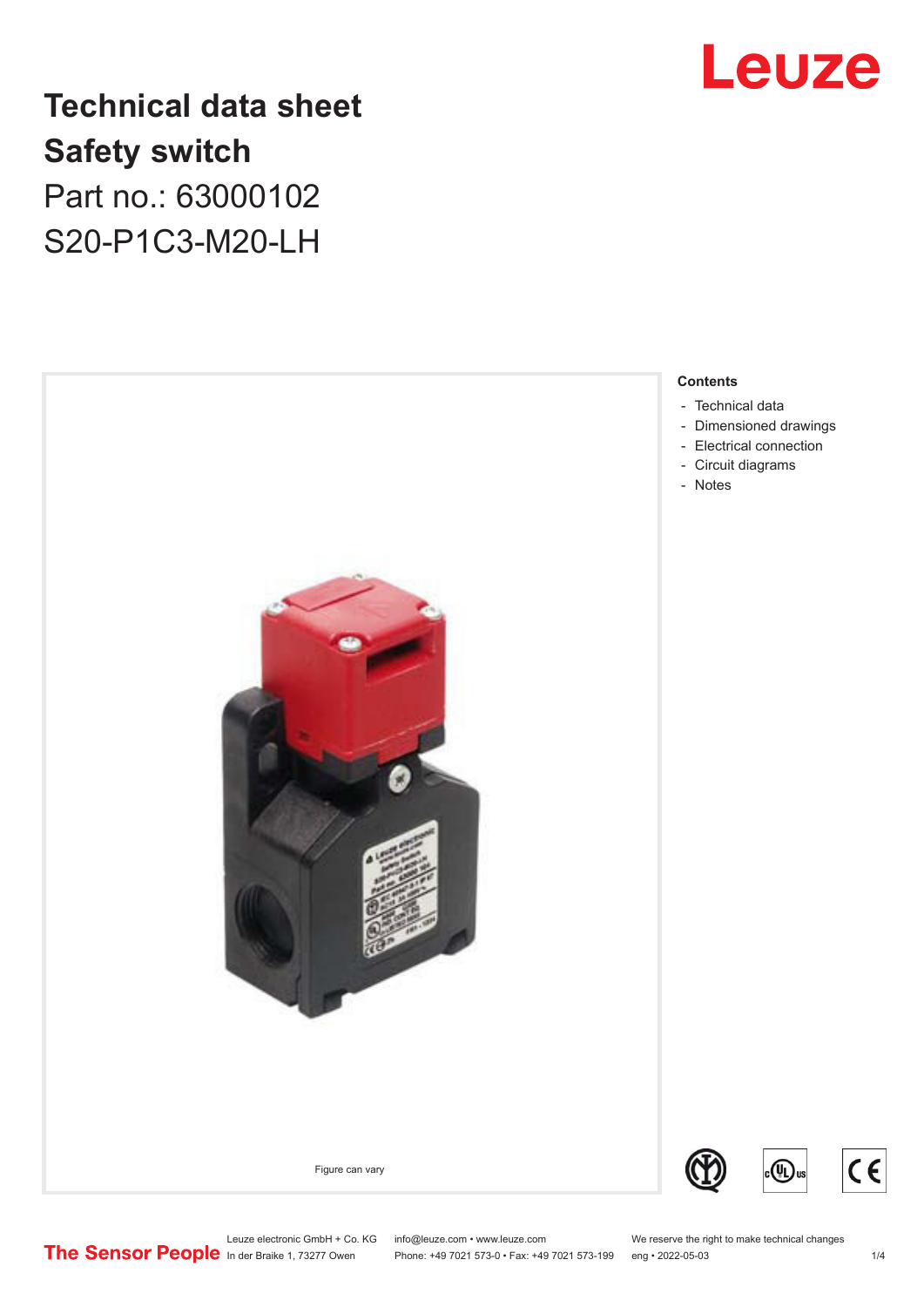# Technical data sheet

## Safety switch

Part no.: 63000102

S20-P1C3-M20-LH

Figure can vary

**Contents**

- Technical data
- Dimensioned drawings
- Electrical connection
- Circuit diagrams
- Notes

Leuze electronic GmbH + Co. KG
In der Braike 1, 73277 Owen

info@leuze.com • www.leuze.com
Phone: +49 7021 573-0 • Fax: +49 7021 573-199

We reserve the right to make technical changes
eng • 2022-05-03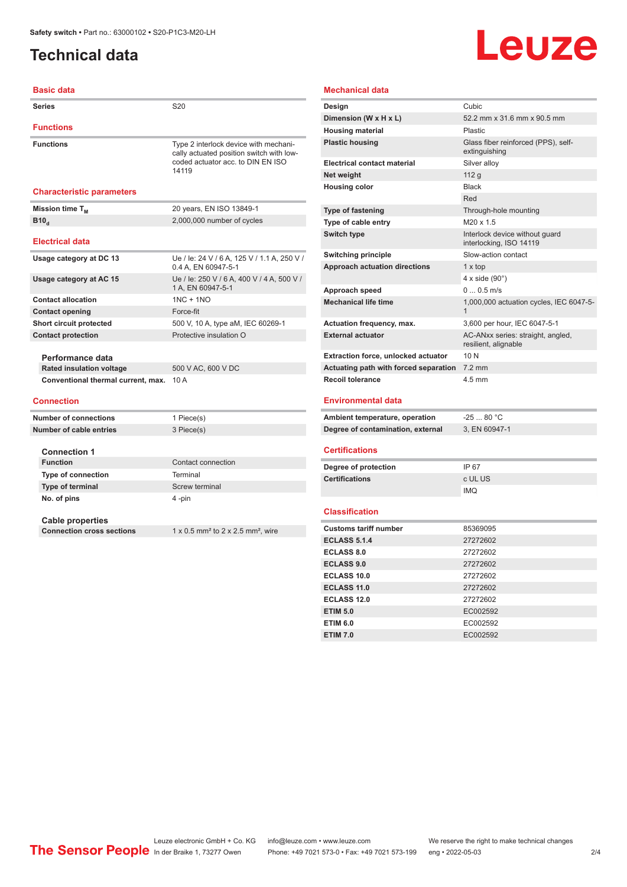# Technical data

## Basic data

| | |
|---|---|
| Series | S20 |

## Functions

| | |
|---|---|
| Functions | Type 2 interlock device with mechanically actuated position switch with low-coded actuator acc. to DIN EN ISO 14119 |

## Characteristic parameters

| | |
|---|---|
| Mission time $T_M$ | 20 years, EN ISO 13849-1 |
| $B10_d$ | 2,000,000 number of cycles |

## Electrical data

| | |
|---|---|
| Usage category at DC 13 | Ue / Ie: 24 V / 6 A, 125 V / 1.1 A, 250 V / 0.4 A, EN 60947-5-1 |
| Usage category at AC 15 | Ue / Ie: 250 V / 6 A, 400 V / 4 A, 500 V / 1 A, EN 60947-5-1 |
| Contact allocation | 1NC + 1NO |
| Contact opening | Force-fit |
| Short circuit protected | 500 V, 10 A, type aM, IEC 60269-1 |
| Contact protection | Protective insulation O |

### Performance data

| | |
|---|---|
| Rated insulation voltage | 500 V AC, 600 V DC |
| Conventional thermal current, max. | 10 A |

## Connection

| | |
|---|---|
| Number of connections | 1 Piece(s) |
| Number of cable entries | 3 Piece(s) |

### Connection 1

| | |
|---|---|
| Function | Contact connection |
| Type of connection | Terminal |
| Type of terminal | Screw terminal |
| No. of pins | 4 -pin |

### Cable properties

| | |
|---|---|
| Connection cross sections | 1 x 0.5 mm² to 2 x 2.5 mm², wire |

## Mechanical data

| | |
|---|---|
| Design | Cubic |
| Dimension (W x H x L) | 52.2 mm x 31.6 mm x 90.5 mm |
| Housing material | Plastic |
| Plastic housing | Glass fiber reinforced (PPS), self-extinguishing |
| Electrical contact material | Silver alloy |
| Net weight | 112 g |
| Housing color | Black |
| | Red |
| Type of fastening | Through-hole mounting |
| Type of cable entry | M20 x 1.5 |
| Switch type | Interlock device without guard interlocking, ISO 14119 |
| Switching principle | Slow-action contact |
| Approach actuation directions | 1 x top |
| | 4 x side (90°) |
| Approach speed | 0 ... 0.5 m/s |
| Mechanical life time | 1,000,000 actuation cycles, IEC 6047-5-1 |
| Actuation frequency, max. | 3,600 per hour, IEC 6047-5-1 |
| External actuator | AC-ANxx series: straight, angled, resilient, alignable |
| Extraction force, unlocked actuator | 10 N |
| Actuating path with forced separation | 7.2 mm |
| Recoil tolerance | 4.5 mm |

## Environmental data

| | |
|---|---|
| Ambient temperature, operation | -25 ... 80 °C |
| Degree of contamination, external | 3, EN 60947-1 |

## Certifications

| | |
|---|---|
| Degree of protection | IP 67 |
| Certifications | c UL US |
| | IMQ |

## Classification

| | |
|---|---|
| Customs tariff number | 85369095 |
| ECLASS 5.1.4 | 27272602 |
| ECLASS 8.0 | 27272602 |
| ECLASS 9.0 | 27272602 |
| ECLASS 10.0 | 27272602 |
| ECLASS 11.0 | 27272602 |
| ECLASS 12.0 | 27272602 |
| ETIM 5.0 | EC002592 |
| ETIM 6.0 | EC002592 |
| ETIM 7.0 | EC002592 |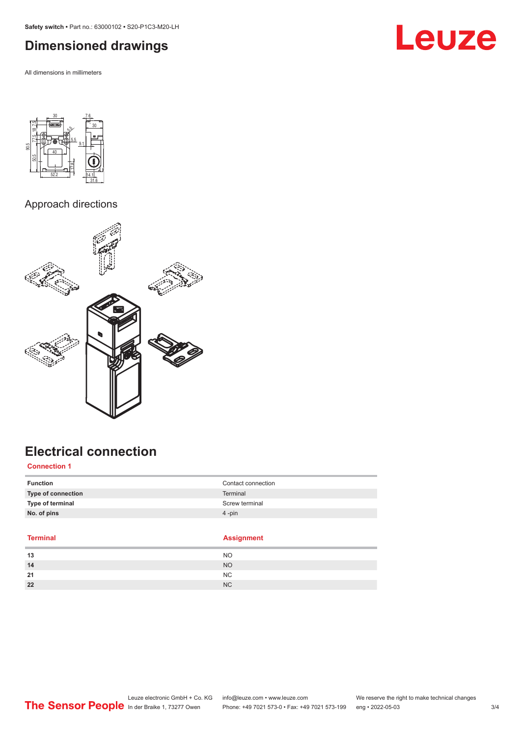## Dimensioned drawings

All dimensions in millimeters

30
7.6
7.5
18
6.5
30
77.5
90.5
5.5
9.1
40
50.5
17.6
52.2
14.1
31.6

## Approach directions

## Electrical connection

**Connection 1**

| | |
|---|---|
| **Function** | Contact connection |
| **Type of connection** | Terminal |
| **Type of terminal** | Screw terminal |
| **No. of pins** | 4 -pin |

| Terminal | Assignment |
|---|---|
| 13 | NO |
| 14 | NO |
| 21 | NC |
| 22 | NC |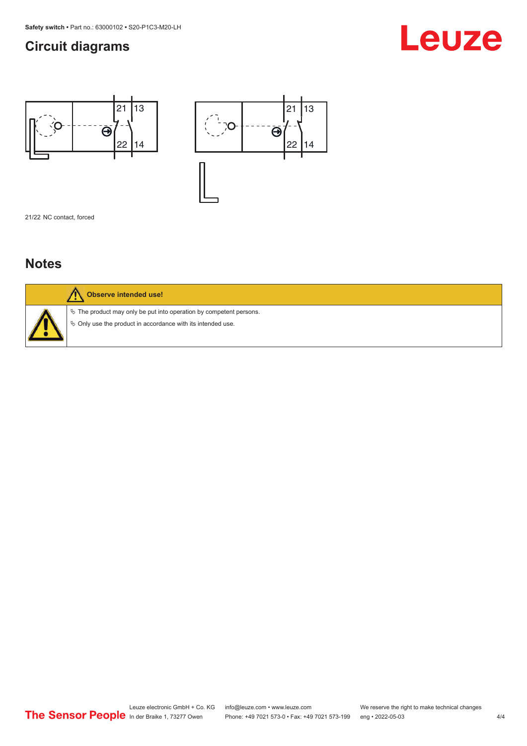## Circuit diagrams

21 13

22 14

21 13

22 14

21/22 NC contact, forced

## Notes

**Observe intended use!**

- The product may only be put into operation by competent persons.
- Only use the product in accordance with its intended use.